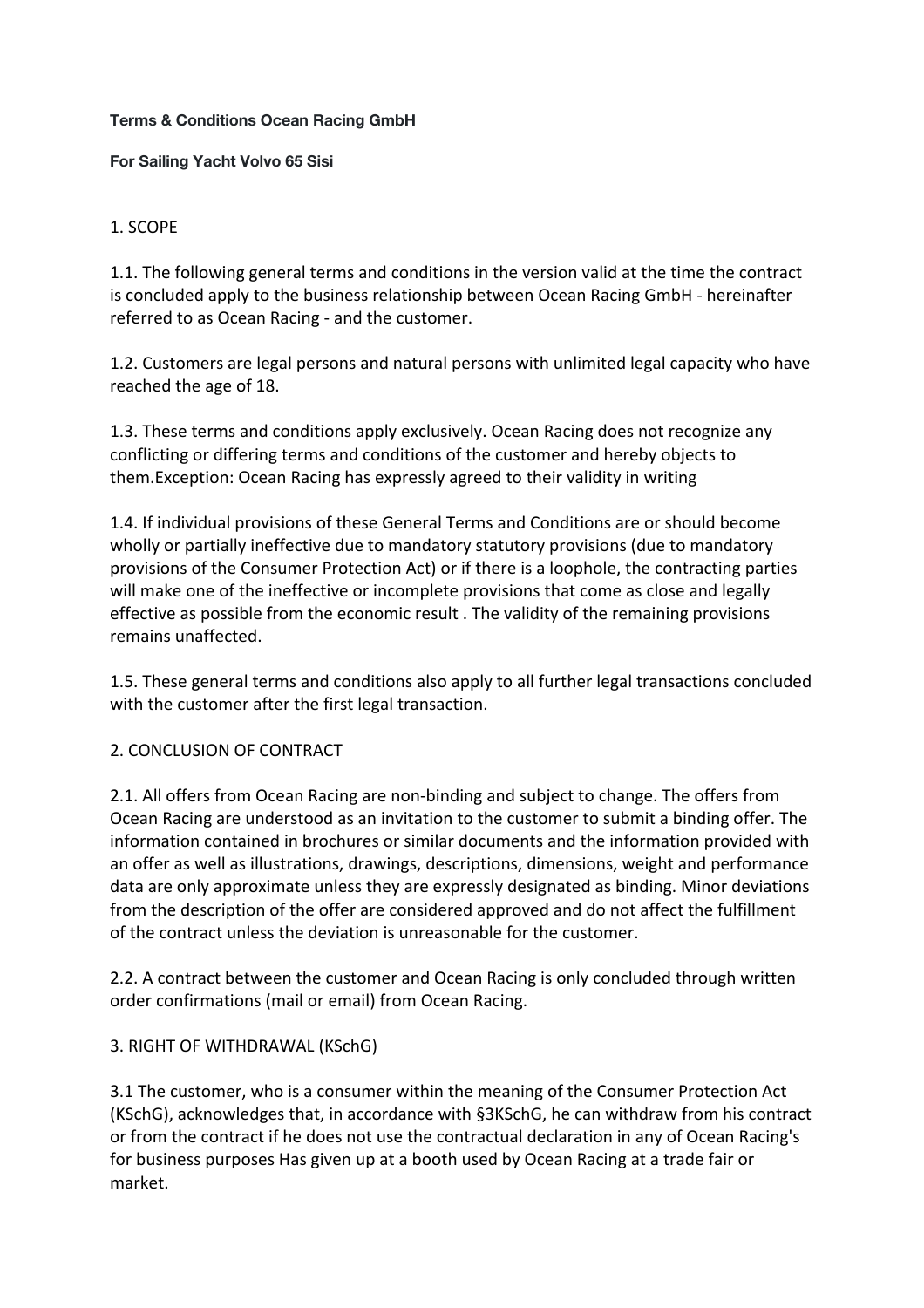**Terms & Conditions Ocean Racing GmbH**

**For Sailing Yacht Volvo 65 Sisi**

1. SCOPE

1.1. The following general terms and conditions in the version valid at the time the contract is concluded apply to the business relationship between Ocean Racing GmbH - hereinafter referred to as Ocean Racing - and the customer.

1.2. Customers are legal persons and natural persons with unlimited legal capacity who have reached the age of 18.

1.3. These terms and conditions apply exclusively. Ocean Racing does not recognize any conflicting or differing terms and conditions of the customer and hereby objects to them.Exception: Ocean Racing has expressly agreed to their validity in writing

1.4. If individual provisions of these General Terms and Conditions are or should become wholly or partially ineffective due to mandatory statutory provisions (due to mandatory provisions of the Consumer Protection Act) or if there is a loophole, the contracting parties will make one of the ineffective or incomplete provisions that come as close and legally effective as possible from the economic result . The validity of the remaining provisions remains unaffected.

1.5. These general terms and conditions also apply to all further legal transactions concluded with the customer after the first legal transaction.

2. CONCLUSION OF CONTRACT

2.1. All offers from Ocean Racing are non-binding and subject to change. The offers from Ocean Racing are understood as an invitation to the customer to submit a binding offer. The information contained in brochures or similar documents and the information provided with an offer as well as illustrations, drawings, descriptions, dimensions, weight and performance data are only approximate unless they are expressly designated as binding. Minor deviations from the description of the offer are considered approved and do not affect the fulfillment of the contract unless the deviation is unreasonable for the customer.

2.2. A contract between the customer and Ocean Racing is only concluded through written order confirmations (mail or email) from Ocean Racing.

3. RIGHT OF WITHDRAWAL (KSchG)

3.1 The customer, who is a consumer within the meaning of the Consumer Protection Act (KSchG), acknowledges that, in accordance with §3KSchG, he can withdraw from his contract or from the contract if he does not use the contractual declaration in any of Ocean Racing's for business purposes Has given up at a booth used by Ocean Racing at a trade fair or market.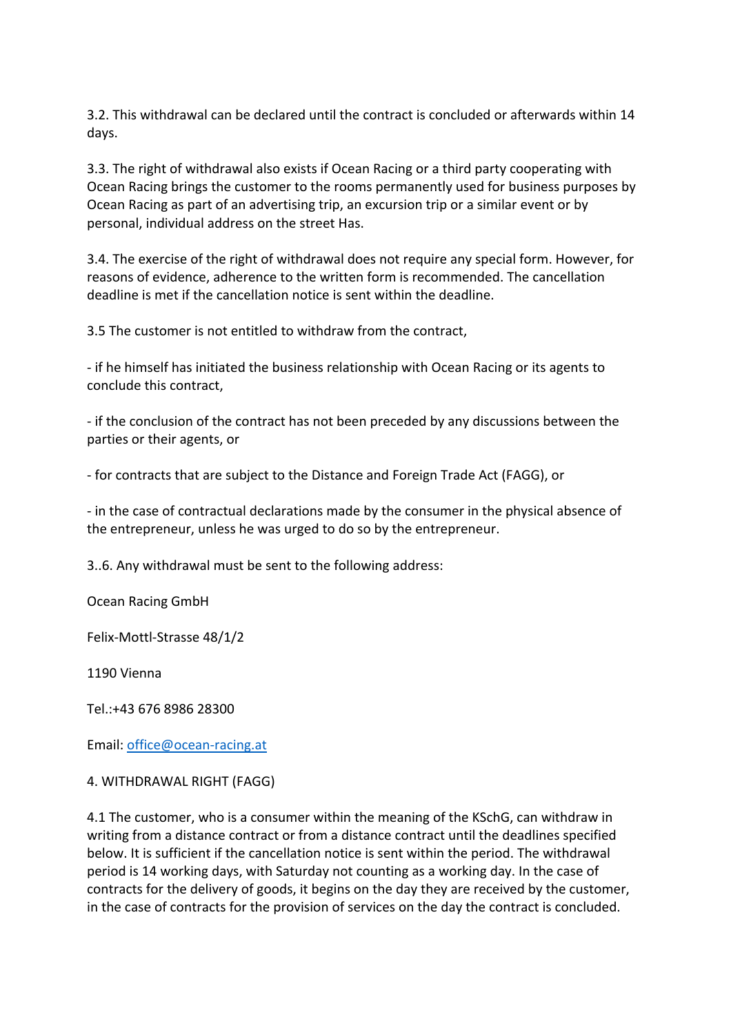3.2. This withdrawal can be declared until the contract is concluded or afterwards within 14 days.

3.3. The right of withdrawal also exists if Ocean Racing or a third party cooperating with Ocean Racing brings the customer to the rooms permanently used for business purposes by Ocean Racing as part of an advertising trip, an excursion trip or a similar event or by personal, individual address on the street Has.

3.4. The exercise of the right of withdrawal does not require any special form. However, for reasons of evidence, adherence to the written form is recommended. The cancellation deadline is met if the cancellation notice is sent within the deadline.

3.5 The customer is not entitled to withdraw from the contract,

- if he himself has initiated the business relationship with Ocean Racing or its agents to conclude this contract,

- if the conclusion of the contract has not been preceded by any discussions between the parties or their agents, or

- for contracts that are subject to the Distance and Foreign Trade Act (FAGG), or

- in the case of contractual declarations made by the consumer in the physical absence of the entrepreneur, unless he was urged to do so by the entrepreneur.

3..6. Any withdrawal must be sent to the following address:

Ocean Racing GmbH

Felix-Mottl-Strasse 48/1/2

1190 Vienna

Tel.:+43 676 8986 28300

Email: office@ocean-racing.at

4. WITHDRAWAL RIGHT (FAGG)

4.1 The customer, who is a consumer within the meaning of the KSchG, can withdraw in writing from a distance contract or from a distance contract until the deadlines specified below. It is sufficient if the cancellation notice is sent within the period. The withdrawal period is 14 working days, with Saturday not counting as a working day. In the case of contracts for the delivery of goods, it begins on the day they are received by the customer, in the case of contracts for the provision of services on the day the contract is concluded.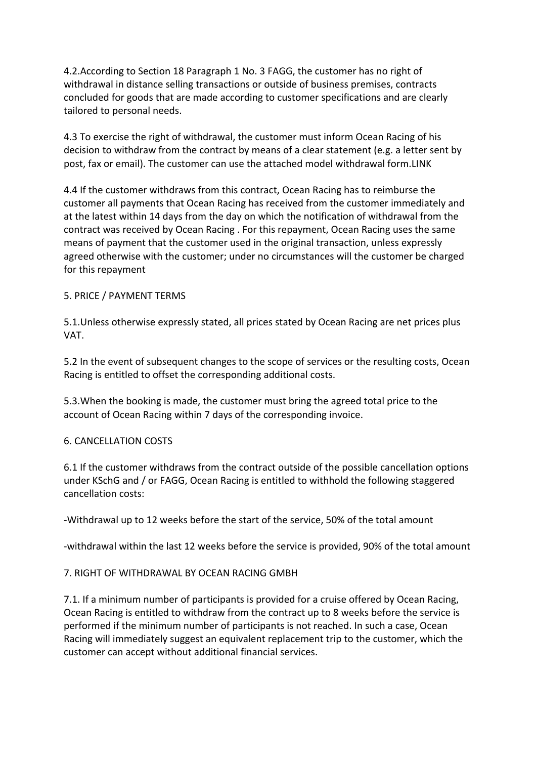4.2.According to Section 18 Paragraph 1 No. 3 FAGG, the customer has no right of withdrawal in distance selling transactions or outside of business premises, contracts concluded for goods that are made according to customer specifications and are clearly tailored to personal needs.

4.3 To exercise the right of withdrawal, the customer must inform Ocean Racing of his decision to withdraw from the contract by means of a clear statement (e.g. a letter sent by post, fax or email). The customer can use the attached model withdrawal form.LINK

4.4 If the customer withdraws from this contract, Ocean Racing has to reimburse the customer all payments that Ocean Racing has received from the customer immediately and at the latest within 14 days from the day on which the notification of withdrawal from the contract was received by Ocean Racing . For this repayment, Ocean Racing uses the same means of payment that the customer used in the original transaction, unless expressly agreed otherwise with the customer; under no circumstances will the customer be charged for this repayment

## 5. PRICE / PAYMENT TERMS

5.1.Unless otherwise expressly stated, all prices stated by Ocean Racing are net prices plus VAT.

5.2 In the event of subsequent changes to the scope of services or the resulting costs, Ocean Racing is entitled to offset the corresponding additional costs.

5.3.When the booking is made, the customer must bring the agreed total price to the account of Ocean Racing within 7 days of the corresponding invoice.

## 6. CANCELLATION COSTS

6.1 If the customer withdraws from the contract outside of the possible cancellation options under KSchG and / or FAGG, Ocean Racing is entitled to withhold the following staggered cancellation costs:

-Withdrawal up to 12 weeks before the start of the service, 50% of the total amount

-withdrawal within the last 12 weeks before the service is provided, 90% of the total amount

## 7. RIGHT OF WITHDRAWAL BY OCEAN RACING GMBH

7.1. If a minimum number of participants is provided for a cruise offered by Ocean Racing, Ocean Racing is entitled to withdraw from the contract up to 8 weeks before the service is performed if the minimum number of participants is not reached. In such a case, Ocean Racing will immediately suggest an equivalent replacement trip to the customer, which the customer can accept without additional financial services.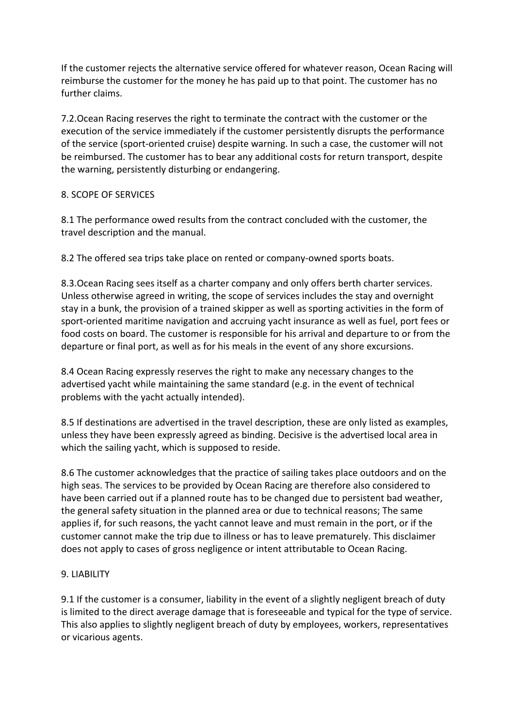If the customer rejects the alternative service offered for whatever reason, Ocean Racing will reimburse the customer for the money he has paid up to that point. The customer has no further claims.

7.2.Ocean Racing reserves the right to terminate the contract with the customer or the execution of the service immediately if the customer persistently disrupts the performance of the service (sport-oriented cruise) despite warning. In such a case, the customer will not be reimbursed. The customer has to bear any additional costs for return transport, despite the warning, persistently disturbing or endangering.

## 8. SCOPE OF SERVICES

8.1 The performance owed results from the contract concluded with the customer, the travel description and the manual.

8.2 The offered sea trips take place on rented or company-owned sports boats.

8.3.Ocean Racing sees itself as a charter company and only offers berth charter services. Unless otherwise agreed in writing, the scope of services includes the stay and overnight stay in a bunk, the provision of a trained skipper as well as sporting activities in the form of sport-oriented maritime navigation and accruing yacht insurance as well as fuel, port fees or food costs on board. The customer is responsible for his arrival and departure to or from the departure or final port, as well as for his meals in the event of any shore excursions.

8.4 Ocean Racing expressly reserves the right to make any necessary changes to the advertised yacht while maintaining the same standard (e.g. in the event of technical problems with the yacht actually intended).

8.5 If destinations are advertised in the travel description, these are only listed as examples, unless they have been expressly agreed as binding. Decisive is the advertised local area in which the sailing yacht, which is supposed to reside.

8.6 The customer acknowledges that the practice of sailing takes place outdoors and on the high seas. The services to be provided by Ocean Racing are therefore also considered to have been carried out if a planned route has to be changed due to persistent bad weather, the general safety situation in the planned area or due to technical reasons; The same applies if, for such reasons, the yacht cannot leave and must remain in the port, or if the customer cannot make the trip due to illness or has to leave prematurely. This disclaimer does not apply to cases of gross negligence or intent attributable to Ocean Racing.

## 9. LIABILITY

9.1 If the customer is a consumer, liability in the event of a slightly negligent breach of duty is limited to the direct average damage that is foreseeable and typical for the type of service. This also applies to slightly negligent breach of duty by employees, workers, representatives or vicarious agents.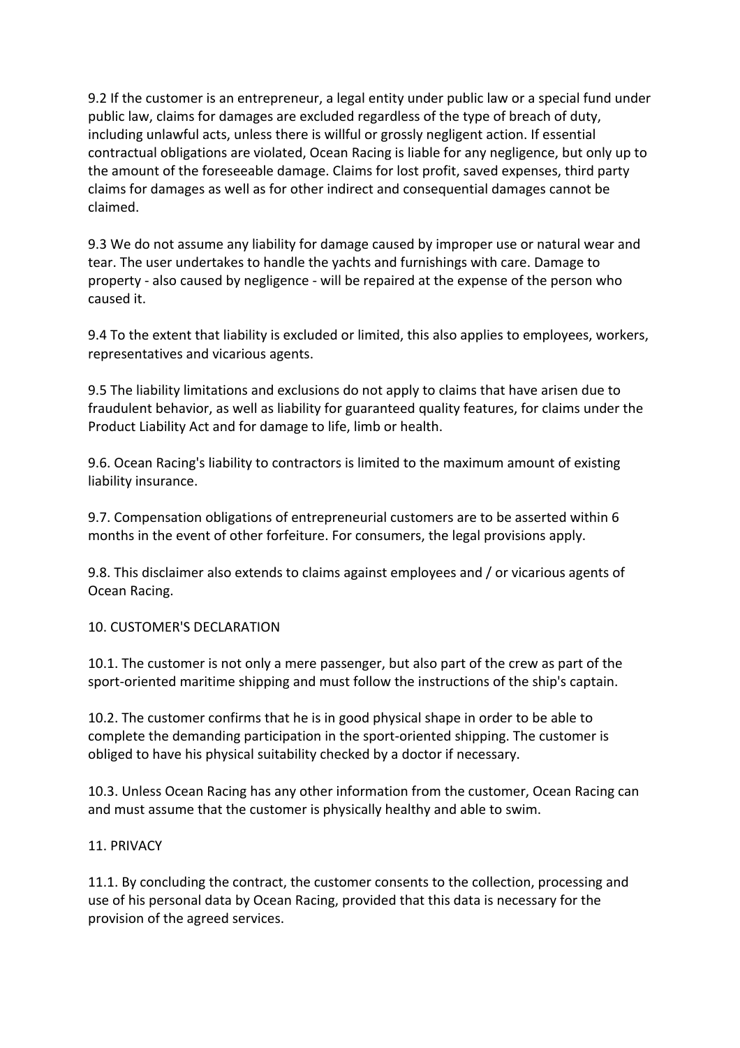9.2 If the customer is an entrepreneur, a legal entity under public law or a special fund under public law, claims for damages are excluded regardless of the type of breach of duty, including unlawful acts, unless there is willful or grossly negligent action. If essential contractual obligations are violated, Ocean Racing is liable for any negligence, but only up to the amount of the foreseeable damage. Claims for lost profit, saved expenses, third party claims for damages as well as for other indirect and consequential damages cannot be claimed.

9.3 We do not assume any liability for damage caused by improper use or natural wear and tear. The user undertakes to handle the yachts and furnishings with care. Damage to property - also caused by negligence - will be repaired at the expense of the person who caused it.

9.4 To the extent that liability is excluded or limited, this also applies to employees, workers, representatives and vicarious agents.

9.5 The liability limitations and exclusions do not apply to claims that have arisen due to fraudulent behavior, as well as liability for guaranteed quality features, for claims under the Product Liability Act and for damage to life, limb or health.

9.6. Ocean Racing's liability to contractors is limited to the maximum amount of existing liability insurance.

9.7. Compensation obligations of entrepreneurial customers are to be asserted within 6 months in the event of other forfeiture. For consumers, the legal provisions apply.

9.8. This disclaimer also extends to claims against employees and / or vicarious agents of Ocean Racing.

## 10. CUSTOMER'S DECLARATION

10.1. The customer is not only a mere passenger, but also part of the crew as part of the sport-oriented maritime shipping and must follow the instructions of the ship's captain.

10.2. The customer confirms that he is in good physical shape in order to be able to complete the demanding participation in the sport-oriented shipping. The customer is obliged to have his physical suitability checked by a doctor if necessary.

10.3. Unless Ocean Racing has any other information from the customer, Ocean Racing can and must assume that the customer is physically healthy and able to swim.

## 11. PRIVACY

11.1. By concluding the contract, the customer consents to the collection, processing and use of his personal data by Ocean Racing, provided that this data is necessary for the provision of the agreed services.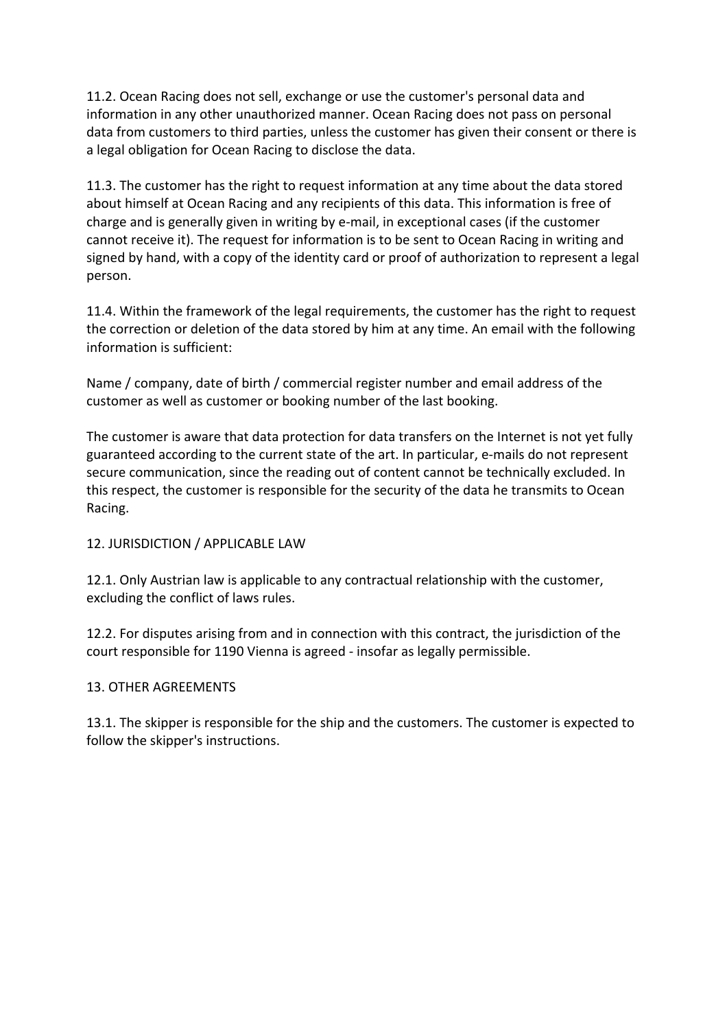11.2. Ocean Racing does not sell, exchange or use the customer's personal data and information in any other unauthorized manner. Ocean Racing does not pass on personal data from customers to third parties, unless the customer has given their consent or there is a legal obligation for Ocean Racing to disclose the data.

11.3. The customer has the right to request information at any time about the data stored about himself at Ocean Racing and any recipients of this data. This information is free of charge and is generally given in writing by e-mail, in exceptional cases (if the customer cannot receive it). The request for information is to be sent to Ocean Racing in writing and signed by hand, with a copy of the identity card or proof of authorization to represent a legal person.

11.4. Within the framework of the legal requirements, the customer has the right to request the correction or deletion of the data stored by him at any time. An email with the following information is sufficient:

Name / company, date of birth / commercial register number and email address of the customer as well as customer or booking number of the last booking.

The customer is aware that data protection for data transfers on the Internet is not yet fully guaranteed according to the current state of the art. In particular, e-mails do not represent secure communication, since the reading out of content cannot be technically excluded. In this respect, the customer is responsible for the security of the data he transmits to Ocean Racing.

## 12. JURISDICTION / APPLICABLE LAW

12.1. Only Austrian law is applicable to any contractual relationship with the customer, excluding the conflict of laws rules.

12.2. For disputes arising from and in connection with this contract, the jurisdiction of the court responsible for 1190 Vienna is agreed - insofar as legally permissible.

## 13. OTHER AGREEMENTS

13.1. The skipper is responsible for the ship and the customers. The customer is expected to follow the skipper's instructions.